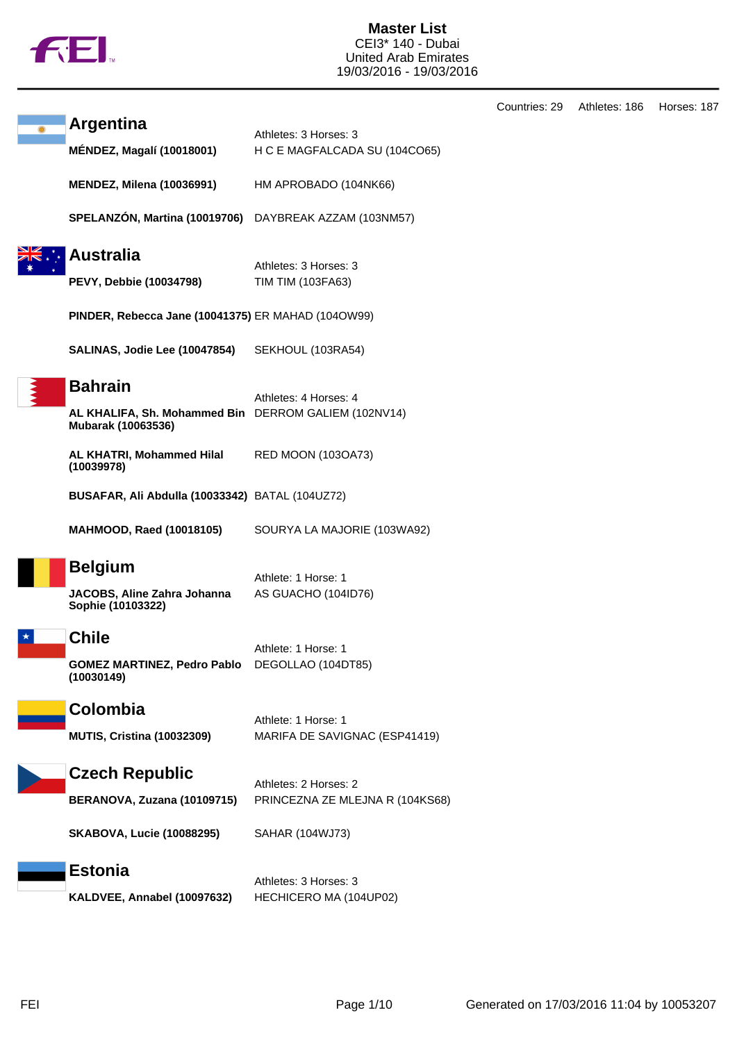# Master List

CEI3* 140 - Dubai
United Arab Emirates
19/03/2016 - 19/03/2016

Countries: 29 Athletes: 186 Horses: 187

## Argentina

Athletes: 3 Horses: 3

| Athlete | Horse |
|---|---|
| **MÉNDEZ, Magalí (10018001)** | H C E MAGFALCADA SU (104CO65) |
| **MENDEZ, Milena (10036991)** | HM APROBADO (104NK66) |
| **SPELANZÓN, Martina (10019706)** | DAYBREAK AZZAM (103NM57) |

## Australia

Athletes: 3 Horses: 3

| Athlete | Horse |
|---|---|
| **PEVY, Debbie (10034798)** | TIM TIM (103FA63) |
| **PINDER, Rebecca Jane (10041375)** | ER MAHAD (104OW99) |
| **SALINAS, Jodie Lee (10047854)** | SEKHOUL (103RA54) |

## Bahrain

Athletes: 4 Horses: 4

| Athlete | Horse |
|---|---|
| **AL KHALIFA, Sh. Mohammed Bin Mubarak (10063536)** | DERROM GALIEM (102NV14) |
| **AL KHATRI, Mohammed Hilal (10039978)** | RED MOON (103OA73) |
| **BUSAFAR, Ali Abdulla (10033342)** | BATAL (104UZ72) |
| **MAHMOOD, Raed (10018105)** | SOURYA LA MAJORIE (103WA92) |

## Belgium

Athlete: 1 Horse: 1

| Athlete | Horse |
|---|---|
| **JACOBS, Aline Zahra Johanna Sophie (10103322)** | AS GUACHO (104ID76) |

## Chile

Athlete: 1 Horse: 1

| Athlete | Horse |
|---|---|
| **GOMEZ MARTINEZ, Pedro Pablo (10030149)** | DEGOLLAO (104DT85) |

## Colombia

Athlete: 1 Horse: 1

| Athlete | Horse |
|---|---|
| **MUTIS, Cristina (10032309)** | MARIFA DE SAVIGNAC (ESP41419) |

## Czech Republic

Athletes: 2 Horses: 2

| Athlete | Horse |
|---|---|
| **BERANOVA, Zuzana (10109715)** | PRINCEZNA ZE MLEJNA R (104KS68) |
| **SKABOVA, Lucie (10088295)** | SAHAR (104WJ73) |

## Estonia

Athletes: 3 Horses: 3

| Athlete | Horse |
|---|---|
| **KALDVEE, Annabel (10097632)** | HECHICERO MA (104UP02) |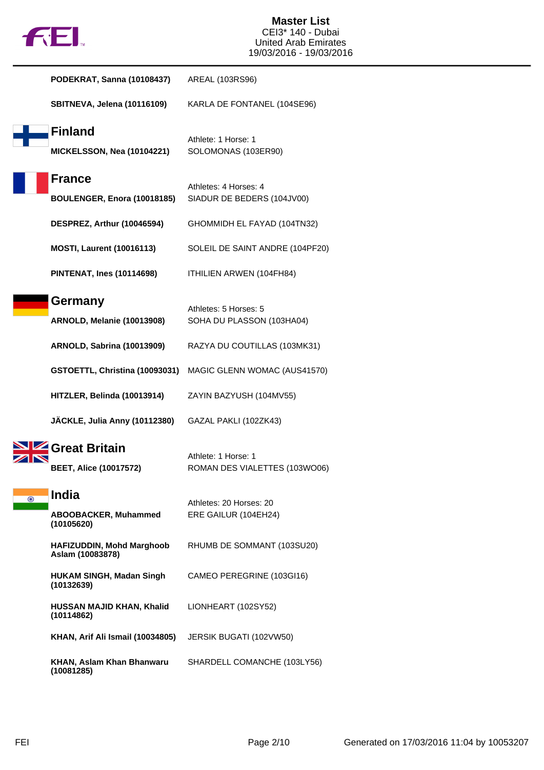| Athlete | Horse |
| --- | --- |
| **PODEKRAT, Sanna (10108437)** | AREAL (103RS96) |
| **SBITNEVA, Jelena (10116109)** | KARLA DE FONTANEL (104SE96) |

## Finland

Athlete: 1 Horse: 1

| Athlete | Horse |
| --- | --- |
| **MICKELSSON, Nea (10104221)** | SOLOMONAS (103ER90) |

## France

Athletes: 4 Horses: 4

| Athlete | Horse |
| --- | --- |
| **BOULENGER, Enora (10018185)** | SIADUR DE BEDERS (104JV00) |
| **DESPREZ, Arthur (10046594)** | GHOMMIDH EL FAYAD (104TN32) |
| **MOSTI, Laurent (10016113)** | SOLEIL DE SAINT ANDRE (104PF20) |
| **PINTENAT, Ines (10114698)** | ITHILIEN ARWEN (104FH84) |

## Germany

Athletes: 5 Horses: 5

| Athlete | Horse |
| --- | --- |
| **ARNOLD, Melanie (10013908)** | SOHA DU PLASSON (103HA04) |
| **ARNOLD, Sabrina (10013909)** | RAZYA DU COUTILLAS (103MK31) |
| **GSTOETTL, Christina (10093031)** | MAGIC GLENN WOMAC (AUS41570) |
| **HITZLER, Belinda (10013914)** | ZAYIN BAZYUSH (104MV55) |
| **JÄCKLE, Julia Anny (10112380)** | GAZAL PAKLI (102ZK43) |

## Great Britain

Athlete: 1 Horse: 1

| Athlete | Horse |
| --- | --- |
| **BEET, Alice (10017572)** | ROMAN DES VIALETTES (103WO06) |

## India

Athletes: 20 Horses: 20

| Athlete | Horse |
| --- | --- |
| **ABOOBACKER, Muhammed (10105620)** | ERE GAILUR (104EH24) |
| **HAFIZUDDIN, Mohd Marghoob Aslam (10083878)** | RHUMB DE SOMMANT (103SU20) |
| **HUKAM SINGH, Madan Singh (10132639)** | CAMEO PEREGRINE (103GI16) |
| **HUSSAN MAJID KHAN, Khalid (10114862)** | LIONHEART (102SY52) |
| **KHAN, Arif Ali Ismail (10034805)** | JERSIK BUGATI (102VW50) |
| **KHAN, Aslam Khan Bhanwaru (10081285)** | SHARDELL COMANCHE (103LY56) |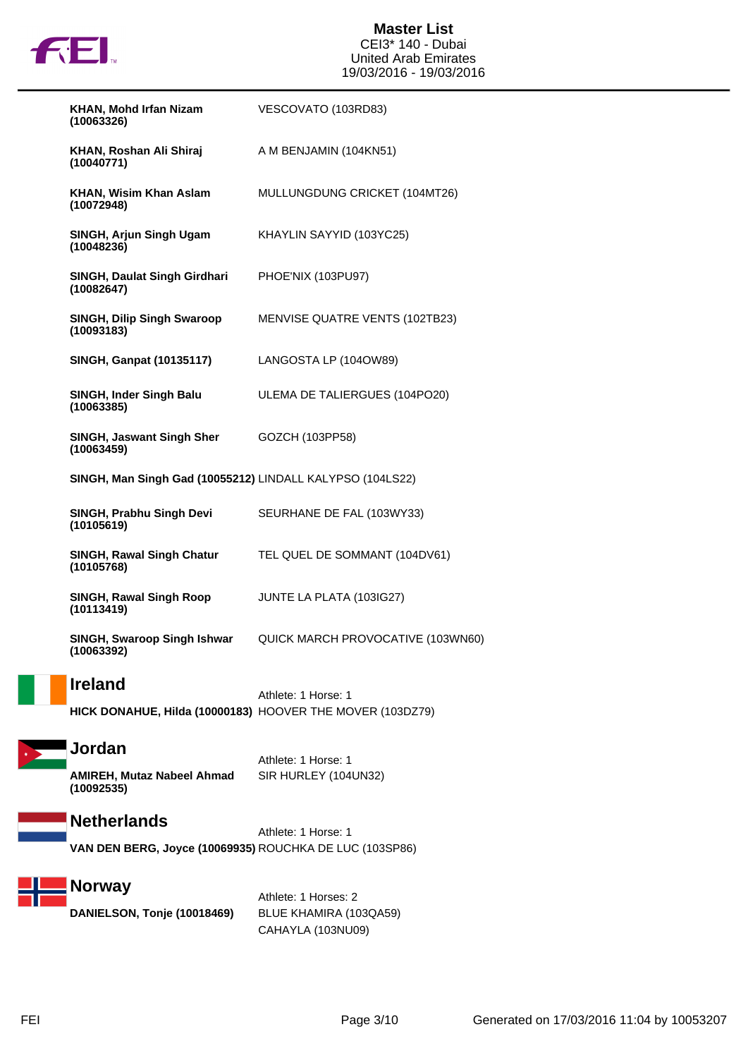| Athlete | Horse |
|---|---|
| **KHAN, Mohd Irfan Nizam (10063326)** | VESCOVATO (103RD83) |
| **KHAN, Roshan Ali Shiraj (10040771)** | A M BENJAMIN (104KN51) |
| **KHAN, Wisim Khan Aslam (10072948)** | MULLUNGDUNG CRICKET (104MT26) |
| **SINGH, Arjun Singh Ugam (10048236)** | KHAYLIN SAYYID (103YC25) |
| **SINGH, Daulat Singh Girdhari (10082647)** | PHOE'NIX (103PU97) |
| **SINGH, Dilip Singh Swaroop (10093183)** | MENVISE QUATRE VENTS (102TB23) |
| **SINGH, Ganpat (10135117)** | LANGOSTA LP (104OW89) |
| **SINGH, Inder Singh Balu (10063385)** | ULEMA DE TALIERGUES (104PO20) |
| **SINGH, Jaswant Singh Sher (10063459)** | GOZCH (103PP58) |
| **SINGH, Man Singh Gad (10055212)** | LINDALL KALYPSO (104LS22) |
| **SINGH, Prabhu Singh Devi (10105619)** | SEURHANE DE FAL (103WY33) |
| **SINGH, Rawal Singh Chatur (10105768)** | TEL QUEL DE SOMMANT (104DV61) |
| **SINGH, Rawal Singh Roop (10113419)** | JUNTE LA PLATA (103IG27) |
| **SINGH, Swaroop Singh Ishwar (10063392)** | QUICK MARCH PROVOCATIVE (103WN60) |

## Ireland

Athlete: 1 Horse: 1

| Athlete | Horse |
|---|---|
| **HICK DONAHUE, Hilda (10000183)** | HOOVER THE MOVER (103DZ79) |

## Jordan

Athlete: 1 Horse: 1

| Athlete | Horse |
|---|---|
| **AMIREH, Mutaz Nabeel Ahmad (10092535)** | SIR HURLEY (104UN32) |

## Netherlands

Athlete: 1 Horse: 1

| Athlete | Horse |
|---|---|
| **VAN DEN BERG, Joyce (10069935)** | ROUCHKA DE LUC (103SP86) |

## Norway

Athlete: 1 Horses: 2

| Athlete | Horse |
|---|---|
| **DANIELSON, Tonje (10018469)** | BLUE KHAMIRA (103QA59) |
| | CAHAYLA (103NU09) |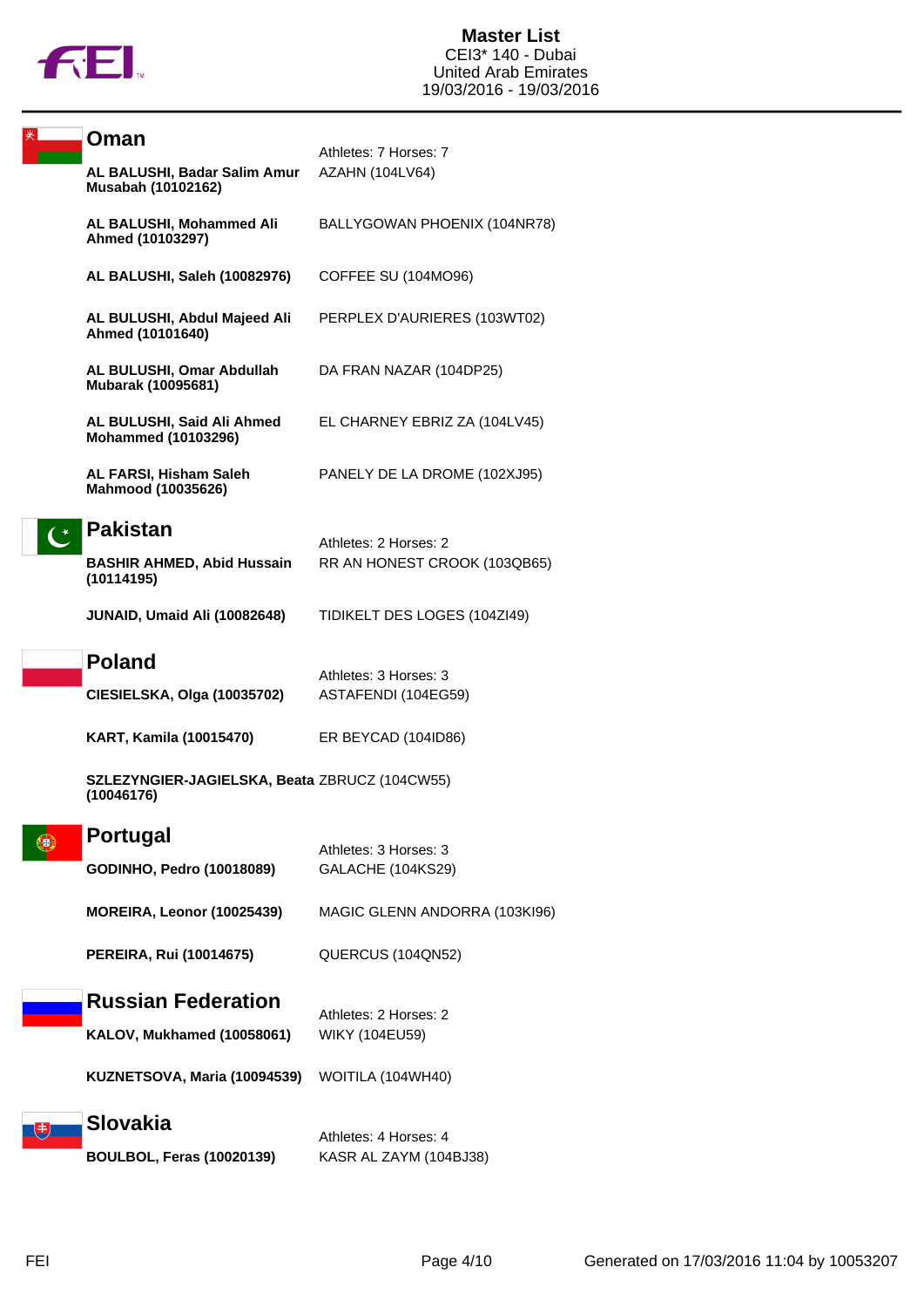# Master List
CEI3* 140 - Dubai
United Arab Emirates
19/03/2016 - 19/03/2016

## Oman

Athletes: 7 Horses: 7

| Athlete | Horse |
|---|---|
| **AL BALUSHI, Badar Salim Amur Musabah (10102162)** | AZAHN (104LV64) |
| **AL BALUSHI, Mohammed Ali Ahmed (10103297)** | BALLYGOWAN PHOENIX (104NR78) |
| **AL BALUSHI, Saleh (10082976)** | COFFEE SU (104MO96) |
| **AL BULUSHI, Abdul Majeed Ali Ahmed (10101640)** | PERPLEX D'AURIERES (103WT02) |
| **AL BULUSHI, Omar Abdullah Mubarak (10095681)** | DA FRAN NAZAR (104DP25) |
| **AL BULUSHI, Said Ali Ahmed Mohammed (10103296)** | EL CHARNEY EBRIZ ZA (104LV45) |
| **AL FARSI, Hisham Saleh Mahmood (10035626)** | PANELY DE LA DROME (102XJ95) |

## Pakistan

Athletes: 2 Horses: 2

| Athlete | Horse |
|---|---|
| **BASHIR AHMED, Abid Hussain (10114195)** | RR AN HONEST CROOK (103QB65) |
| **JUNAID, Umaid Ali (10082648)** | TIDIKELT DES LOGES (104ZI49) |

## Poland

Athletes: 3 Horses: 3

| Athlete | Horse |
|---|---|
| **CIESIELSKA, Olga (10035702)** | ASTAFENDI (104EG59) |
| **KART, Kamila (10015470)** | ER BEYCAD (104ID86) |
| **SZLEZYNGIER-JAGIELSKA, Beata (10046176)** | ZBRUCZ (104CW55) |

## Portugal

Athletes: 3 Horses: 3

| Athlete | Horse |
|---|---|
| **GODINHO, Pedro (10018089)** | GALACHE (104KS29) |
| **MOREIRA, Leonor (10025439)** | MAGIC GLENN ANDORRA (103KI96) |
| **PEREIRA, Rui (10014675)** | QUERCUS (104QN52) |

## Russian Federation

Athletes: 2 Horses: 2

| Athlete | Horse |
|---|---|
| **KALOV, Mukhamed (10058061)** | WIKY (104EU59) |
| **KUZNETSOVA, Maria (10094539)** | WOITILA (104WH40) |

## Slovakia

Athletes: 4 Horses: 4

| Athlete | Horse |
|---|---|
| **BOULBOL, Feras (10020139)** | KASR AL ZAYM (104BJ38) |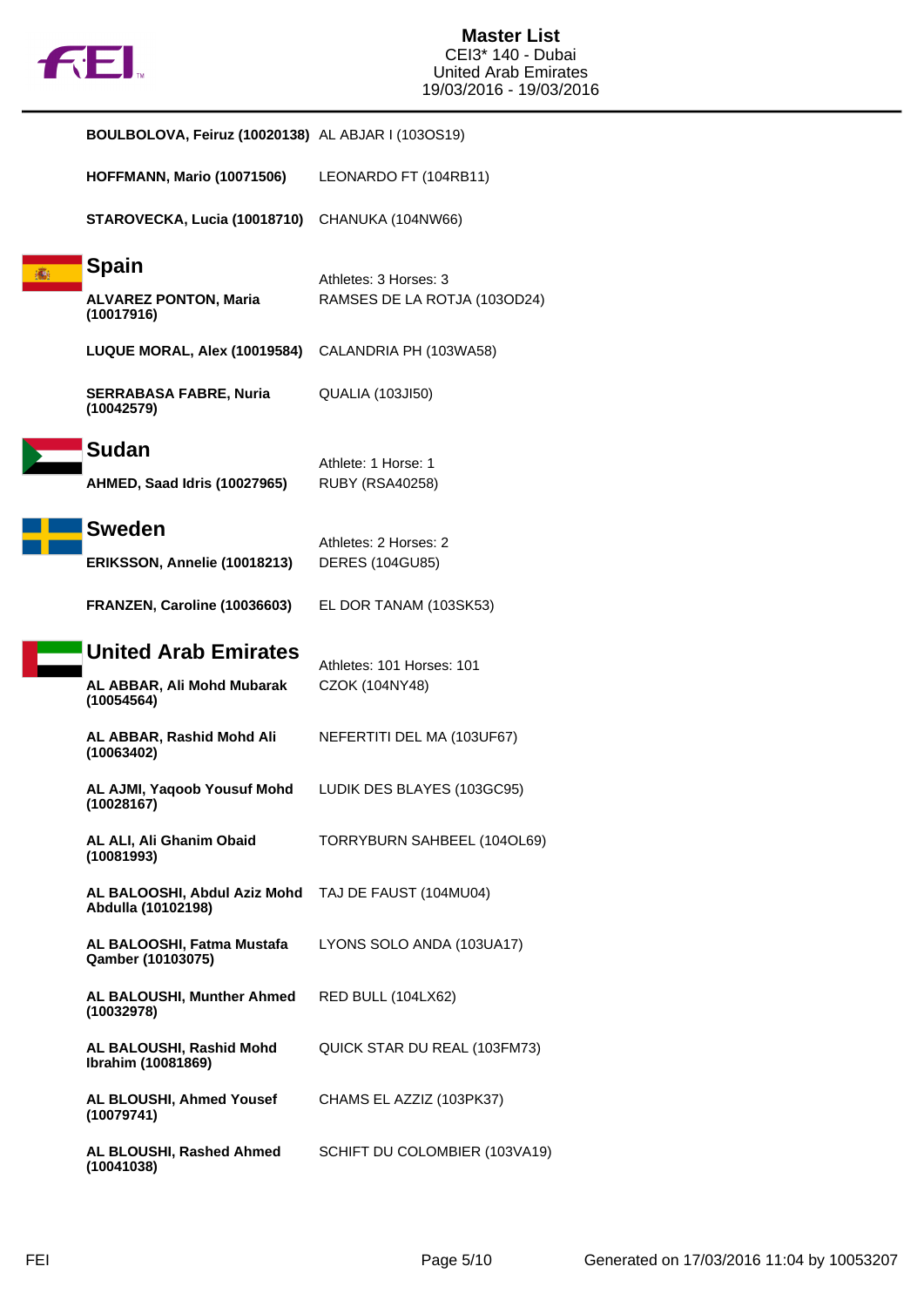| Athlete | Horse |
|---|---|
| **BOULBOLOVA, Feiruz (10020138)** | AL ABJAR I (103OS19) |
| **HOFFMANN, Mario (10071506)** | LEONARDO FT (104RB11) |
| **STAROVECKA, Lucia (10018710)** | CHANUKA (104NW66) |

## Spain

Athletes: 3 Horses: 3

| Athlete | Horse |
|---|---|
| **ALVAREZ PONTON, Maria (10017916)** | RAMSES DE LA ROTJA (103OD24) |
| **LUQUE MORAL, Alex (10019584)** | CALANDRIA PH (103WA58) |
| **SERRABASA FABRE, Nuria (10042579)** | QUALIA (103JI50) |

## Sudan

Athlete: 1 Horse: 1

| Athlete | Horse |
|---|---|
| **AHMED, Saad Idris (10027965)** | RUBY (RSA40258) |

## Sweden

Athletes: 2 Horses: 2

| Athlete | Horse |
|---|---|
| **ERIKSSON, Annelie (10018213)** | DERES (104GU85) |
| **FRANZEN, Caroline (10036603)** | EL DOR TANAM (103SK53) |

## United Arab Emirates

Athletes: 101 Horses: 101

| Athlete | Horse |
|---|---|
| **AL ABBAR, Ali Mohd Mubarak (10054564)** | CZOK (104NY48) |
| **AL ABBAR, Rashid Mohd Ali (10063402)** | NEFERTITI DEL MA (103UF67) |
| **AL AJMI, Yaqoob Yousuf Mohd (10028167)** | LUDIK DES BLAYES (103GC95) |
| **AL ALI, Ali Ghanim Obaid (10081993)** | TORRYBURN SAHBEEL (104OL69) |
| **AL BALOOSHI, Abdul Aziz Mohd Abdulla (10102198)** | TAJ DE FAUST (104MU04) |
| **AL BALOOSHI, Fatma Mustafa Qamber (10103075)** | LYONS SOLO ANDA (103UA17) |
| **AL BALOUSHI, Munther Ahmed (10032978)** | RED BULL (104LX62) |
| **AL BALOUSHI, Rashid Mohd Ibrahim (10081869)** | QUICK STAR DU REAL (103FM73) |
| **AL BLOUSHI, Ahmed Yousef (10079741)** | CHAMS EL AZZIZ (103PK37) |
| **AL BLOUSHI, Rashed Ahmed (10041038)** | SCHIFT DU COLOMBIER (103VA19) |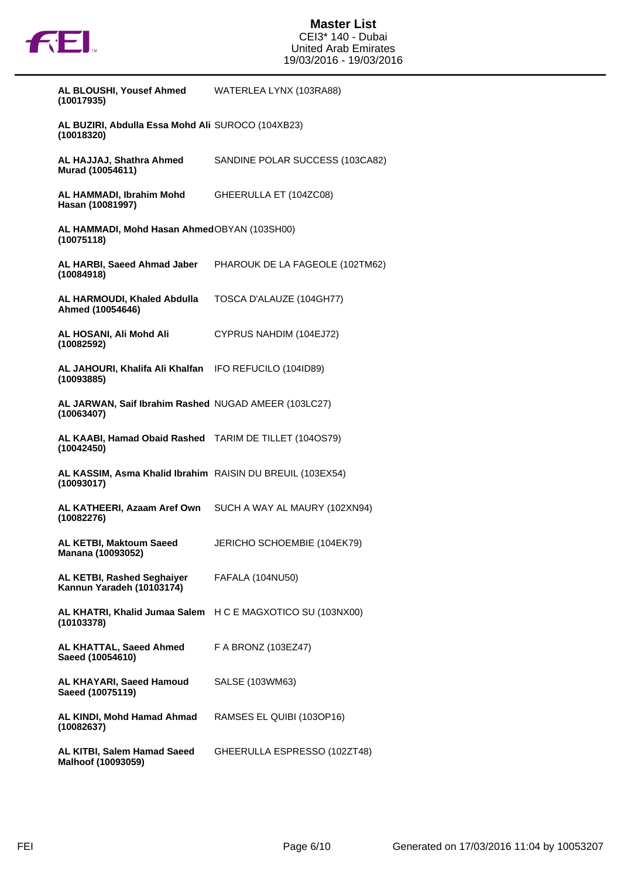| Rider | Horse |
|---|---|
| **AL BLOUSHI, Yousef Ahmed (10017935)** | WATERLEA LYNX (103RA88) |
| **AL BUZIRI, Abdulla Essa Mohd Ali (10018320)** | SUROCO (104XB23) |
| **AL HAJJAJ, Shathra Ahmed Murad (10054611)** | SANDINE POLAR SUCCESS (103CA82) |
| **AL HAMMADI, Ibrahim Mohd Hasan (10081997)** | GHEERULLA ET (104ZC08) |
| **AL HAMMADI, Mohd Hasan Ahmed (10075118)** | OBYAN (103SH00) |
| **AL HARBI, Saeed Ahmad Jaber (10084918)** | PHAROUK DE LA FAGEOLE (102TM62) |
| **AL HARMOUDI, Khaled Abdulla Ahmed (10054646)** | TOSCA D'ALAUZE (104GH77) |
| **AL HOSANI, Ali Mohd Ali (10082592)** | CYPRUS NAHDIM (104EJ72) |
| **AL JAHOURI, Khalifa Ali Khalfan (10093885)** | IFO REFUCILO (104ID89) |
| **AL JARWAN, Saif Ibrahim Rashed (10063407)** | NUGAD AMEER (103LC27) |
| **AL KAABI, Hamad Obaid Rashed (10042450)** | TARIM DE TILLET (104OS79) |
| **AL KASSIM, Asma Khalid Ibrahim (10093017)** | RAISIN DU BREUIL (103EX54) |
| **AL KATHEERI, Azaam Aref Own (10082276)** | SUCH A WAY AL MAURY (102XN94) |
| **AL KETBI, Maktoum Saeed Manana (10093052)** | JERICHO SCHOEMBIE (104EK79) |
| **AL KETBI, Rashed Seghaiyer Kannun Yaradeh (10103174)** | FAFALA (104NU50) |
| **AL KHATRI, Khalid Jumaa Salem (10103378)** | H C E MAGXOTICO SU (103NX00) |
| **AL KHATTAL, Saeed Ahmed Saeed (10054610)** | F A BRONZ (103EZ47) |
| **AL KHAYARI, Saeed Hamoud Saeed (10075119)** | SALSE (103WM63) |
| **AL KINDI, Mohd Hamad Ahmed (10082637)** | RAMSES EL QUIBI (103OP16) |
| **AL KITBI, Salem Hamad Saeed Malhoof (10093059)** | GHEERULLA ESPRESSO (102ZT48) |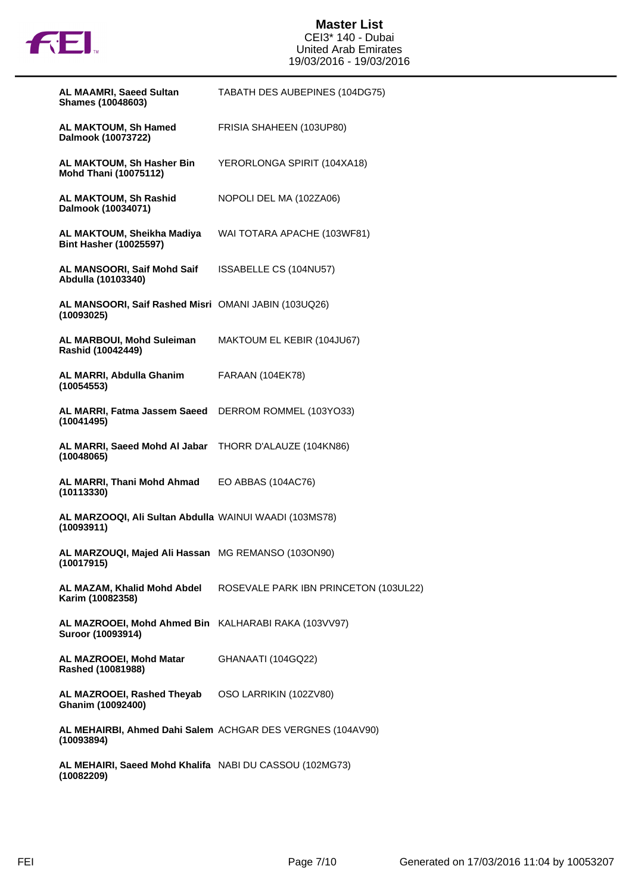| Rider | Horse |
|---|---|
| **AL MAAMRI, Saeed Sultan Shames (10048603)** | TABATH DES AUBEPINES (104DG75) |
| **AL MAKTOUM, Sh Hamed Dalmook (10073722)** | FRISIA SHAHEEN (103UP80) |
| **AL MAKTOUM, Sh Hasher Bin Mohd Thani (10075112)** | YERORLONGA SPIRIT (104XA18) |
| **AL MAKTOUM, Sh Rashid Dalmook (10034071)** | NOPOLI DEL MA (102ZA06) |
| **AL MAKTOUM, Sheikha Madiya Bint Hasher (10025597)** | WAI TOTARA APACHE (103WF81) |
| **AL MANSOORI, Saif Mohd Saif Abdulla (10103340)** | ISSABELLE CS (104NU57) |
| **AL MANSOORI, Saif Rashed Misri (10093025)** | OMANI JABIN (103UQ26) |
| **AL MARBOUI, Mohd Suleiman Rashid (10042449)** | MAKTOUM EL KEBIR (104JU67) |
| **AL MARRI, Abdulla Ghanim (10054553)** | FARAAN (104EK78) |
| **AL MARRI, Fatma Jassem Saeed (10041495)** | DERROM ROMMEL (103YO33) |
| **AL MARRI, Saeed Mohd Al Jabar (10048065)** | THORR D'ALAUZE (104KN86) |
| **AL MARRI, Thani Mohd Ahmad (10113330)** | EO ABBAS (104AC76) |
| **AL MARZOOQI, Ali Sultan Abdulla (10093911)** | WAINUI WAADI (103MS78) |
| **AL MARZOUQI, Majed Ali Hassan (10017915)** | MG REMANSO (103ON90) |
| **AL MAZAM, Khalid Mohd Abdel Karim (10082358)** | ROSEVALE PARK IBN PRINCETON (103UL22) |
| **AL MAZROOEI, Mohd Ahmed Bin Suroor (10093914)** | KALHARABI RAKA (103VV97) |
| **AL MAZROOEI, Mohd Matar Rashed (10081988)** | GHANAATI (104GQ22) |
| **AL MAZROOEI, Rashed Theyab Ghanim (10092400)** | OSO LARRIKIN (102ZV80) |
| **AL MEHAIRBI, Ahmed Dahi Salem (10093894)** | ACHGAR DES VERGNES (104AV90) |
| **AL MEHAIRI, Saeed Mohd Khalifa (10082209)** | NABI DU CASSOU (102MG73) |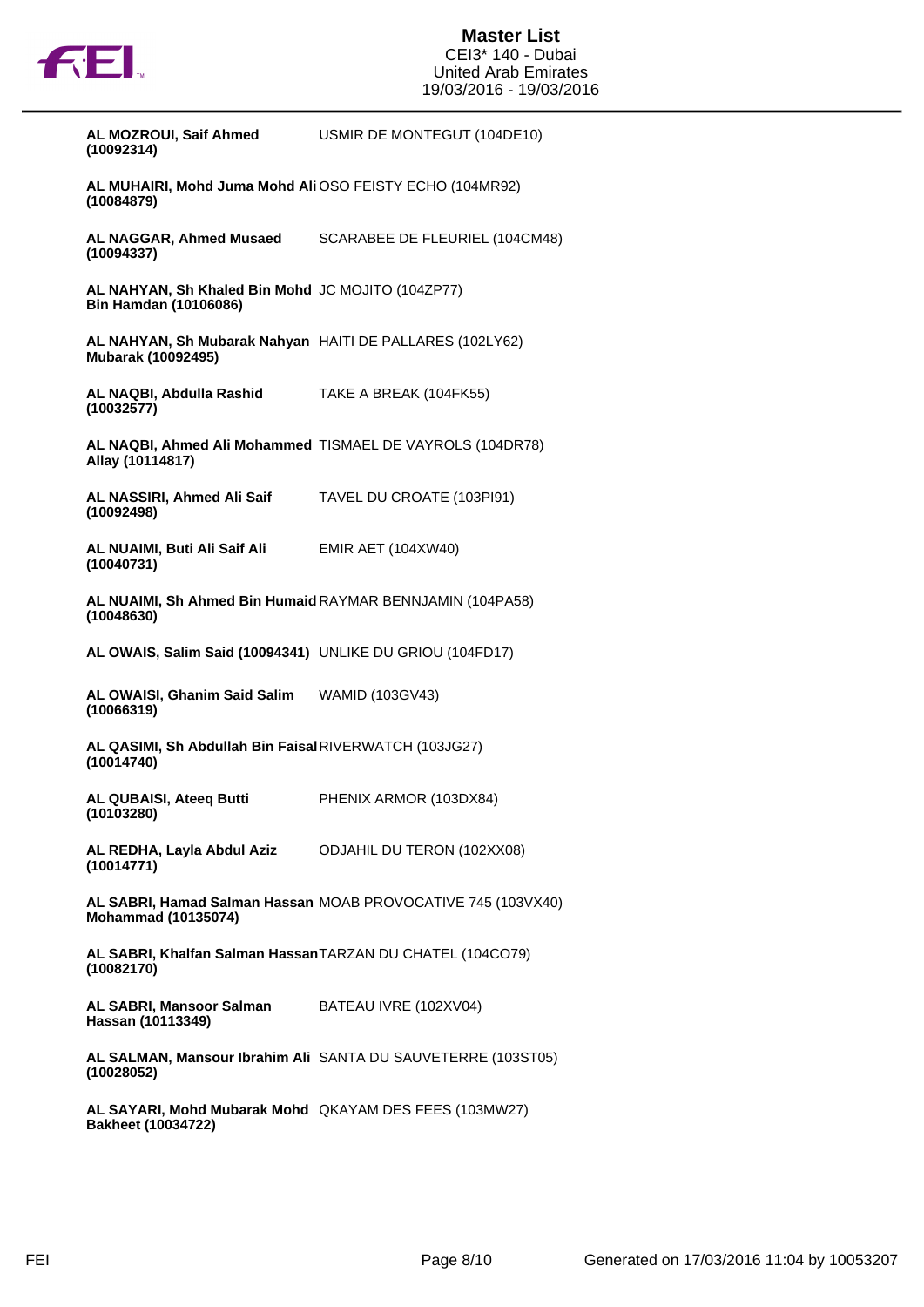# Master List
CEI3* 140 - Dubai
United Arab Emirates
19/03/2016 - 19/03/2016

| | |
|---|---|
| **AL MOZROUI, Saif Ahmed (10092314)** | USMIR DE MONTEGUT (104DE10) |
| **AL MUHAIRI, Mohd Juma Mohd Ali (10084879)** | OSO FEISTY ECHO (104MR92) |
| **AL NAGGAR, Ahmed Musaed (10094337)** | SCARABEE DE FLEURIEL (104CM48) |
| **AL NAHYAN, Sh Khaled Bin Mohd Bin Hamdan (10106086)** | JC MOJITO (104ZP77) |
| **AL NAHYAN, Sh Mubarak Nahyan Mubarak (10092495)** | HAITI DE PALLARES (102LY62) |
| **AL NAQBI, Abdulla Rashid (10032577)** | TAKE A BREAK (104FK55) |
| **AL NAQBI, Ahmed Ali Mohammed Allay (10114817)** | TISMAEL DE VAYROLS (104DR78) |
| **AL NASSIRI, Ahmed Ali Saif (10092498)** | TAVEL DU CROATE (103PI91) |
| **AL NUAIMI, Buti Ali Saif Ali (10040731)** | EMIR AET (104XW40) |
| **AL NUAIMI, Sh Ahmed Bin Humaid (10048630)** | RAYMAR BENNJAMIN (104PA58) |
| **AL OWAIS, Salim Said (10094341)** | UNLIKE DU GRIOU (104FD17) |
| **AL OWAISI, Ghanim Said Salim (10066319)** | WAMID (103GV43) |
| **AL QASIMI, Sh Abdullah Bin Faisal (10014740)** | RIVERWATCH (103JG27) |
| **AL QUBAISI, Ateeq Butti (10103280)** | PHENIX ARMOR (103DX84) |
| **AL REDHA, Layla Abdul Aziz (10014771)** | ODJAHIL DU TERON (102XX08) |
| **AL SABRI, Hamad Salman Hassan Mohammad (10135074)** | MOAB PROVOCATIVE 745 (103VX40) |
| **AL SABRI, Khalfan Salman Hassan (10082170)** | TARZAN DU CHATEL (104CO79) |
| **AL SABRI, Mansoor Salman Hassan (10113349)** | BATEAU IVRE (102XV04) |
| **AL SALMAN, Mansour Ibrahim Ali (10028052)** | SANTA DU SAUVETERRE (103ST05) |
| **AL SAYARI, Mohd Mubarak Mohd Bakheet (10034722)** | QKAYAM DES FEES (103MW27) |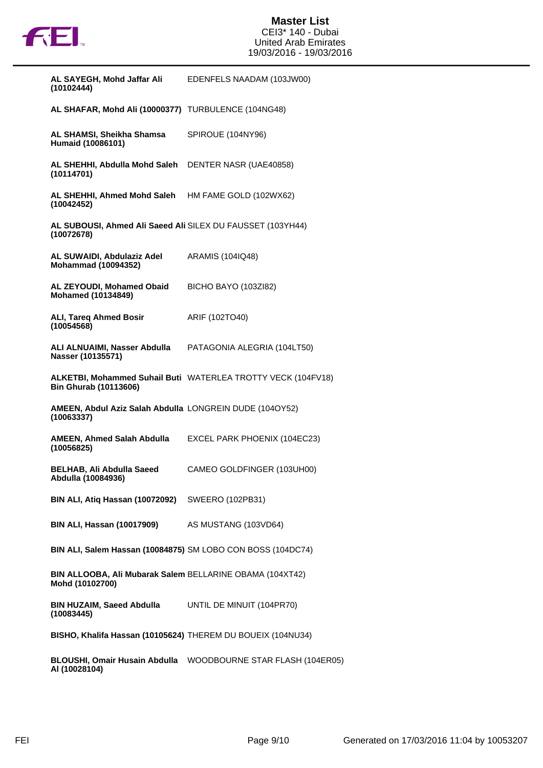# Master List

CEI3* 140 - Dubai
United Arab Emirates
19/03/2016 - 19/03/2016

| | |
|---|---|
| **AL SAYEGH, Mohd Jaffar Ali (10102444)** | EDENFELS NAADAM (103JW00) |
| **AL SHAFAR, Mohd Ali (10000377)** | TURBULENCE (104NG48) |
| **AL SHAMSI, Sheikha Shamsa Humaid (10086101)** | SPIROUE (104NY96) |
| **AL SHEHHI, Abdulla Mohd Saleh (10114701)** | DENTER NASR (UAE40858) |
| **AL SHEHHI, Ahmed Mohd Saleh (10042452)** | HM FAME GOLD (102WX62) |
| **AL SUBOUSI, Ahmed Ali Saeed Ali (10072678)** | SILEX DU FAUSSET (103YH44) |
| **AL SUWAIDI, Abdulaziz Adel Mohammad (10094352)** | ARAMIS (104IQ48) |
| **AL ZEYOUDI, Mohamed Obaid Mohamed (10134849)** | BICHO BAYO (103ZI82) |
| **ALI, Tareq Ahmed Bosir (10054568)** | ARIF (102TO40) |
| **ALI ALNUAIMI, Nasser Abdulla Nasser (10135571)** | PATAGONIA ALEGRIA (104LT50) |
| **ALKETBI, Mohammed Suhail Buti Bin Ghurab (10113606)** | WATERLEA TROTTY VECK (104FV18) |
| **AMEEN, Abdul Aziz Salah Abdulla (10063337)** | LONGREIN DUDE (104OY52) |
| **AMEEN, Ahmed Salah Abdulla (10056825)** | EXCEL PARK PHOENIX (104EC23) |
| **BELHAB, Ali Abdulla Saeed Abdulla (10084936)** | CAMEO GOLDFINGER (103UH00) |
| **BIN ALI, Atiq Hassan (10072092)** | SWEERO (102PB31) |
| **BIN ALI, Hassan (10017909)** | AS MUSTANG (103VD64) |
| **BIN ALI, Salem Hassan (10084875)** | SM LOBO CON BOSS (104DC74) |
| **BIN ALLOOBA, Ali Mubarak Salem Mohd (10102700)** | BELLARINE OBAMA (104XT42) |
| **BIN HUZAIM, Saeed Abdulla (10083445)** | UNTIL DE MINUIT (104PR70) |
| **BISHO, Khalifa Hassan (10105624)** | THEREM DU BOUEIX (104NU34) |
| **BLOUSHI, Omair Husain Abdulla Al (10028104)** | WOODBOURNE STAR FLASH (104ER05) |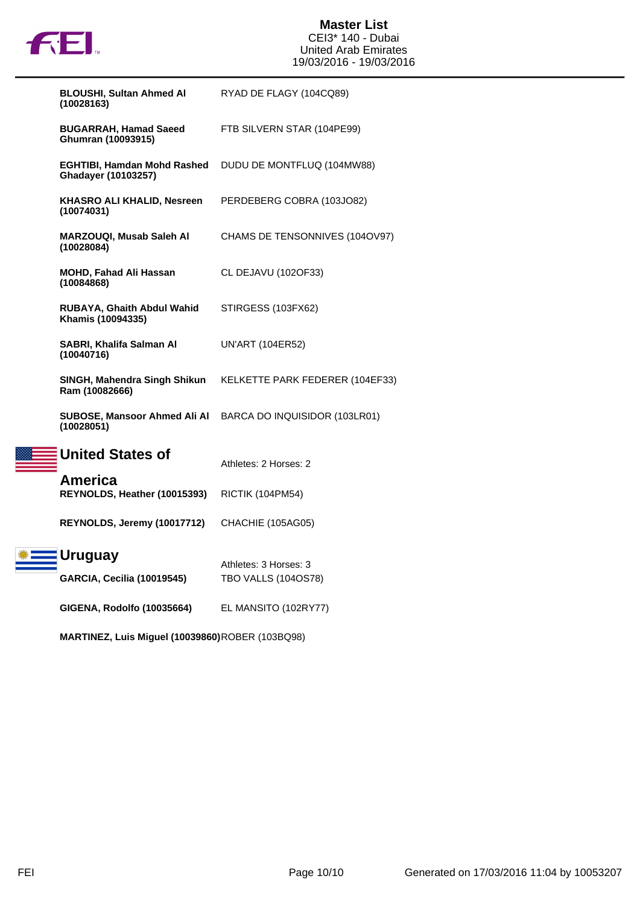| | |
|---|---|
| **BLOUSHI, Sultan Ahmed Al (10028163)** | RYAD DE FLAGY (104CQ89) |
| **BUGARRAH, Hamad Saeed Ghumran (10093915)** | FTB SILVERN STAR (104PE99) |
| **EGHTIBI, Hamdan Mohd Rashed Ghadayer (10103257)** | DUDU DE MONTFLUQ (104MW88) |
| **KHASRO ALI KHALID, Nesreen (10074031)** | PERDEBERG COBRA (103JO82) |
| **MARZOUQI, Musab Saleh Al (10028084)** | CHAMS DE TENSONNIVES (104OV97) |
| **MOHD, Fahad Ali Hassan (10084868)** | CL DEJAVU (102OF33) |
| **RUBAYA, Ghaith Abdul Wahid Khamis (10094335)** | STIRGESS (103FX62) |
| **SABRI, Khalifa Salman Al (10040716)** | UN'ART (104ER52) |
| **SINGH, Mahendra Singh Shikun Ram (10082666)** | KELKETTE PARK FEDERER (104EF33) |
| **SUBOSE, Mansoor Ahmed Ali Al (10028051)** | BARCA DO INQUISIDOR (103LR01) |

## United States of America

Athletes: 2 Horses: 2

| | |
|---|---|
| **REYNOLDS, Heather (10015393)** | RICTIK (104PM54) |
| **REYNOLDS, Jeremy (10017712)** | CHACHIE (105AG05) |

## Uruguay

Athletes: 3 Horses: 3

| | |
|---|---|
| **GARCIA, Cecilia (10019545)** | TBO VALLS (104OS78) |
| **GIGENA, Rodolfo (10035664)** | EL MANSITO (102RY77) |
| **MARTINEZ, Luis Miguel (10039860)** | ROBER (103BQ98) |